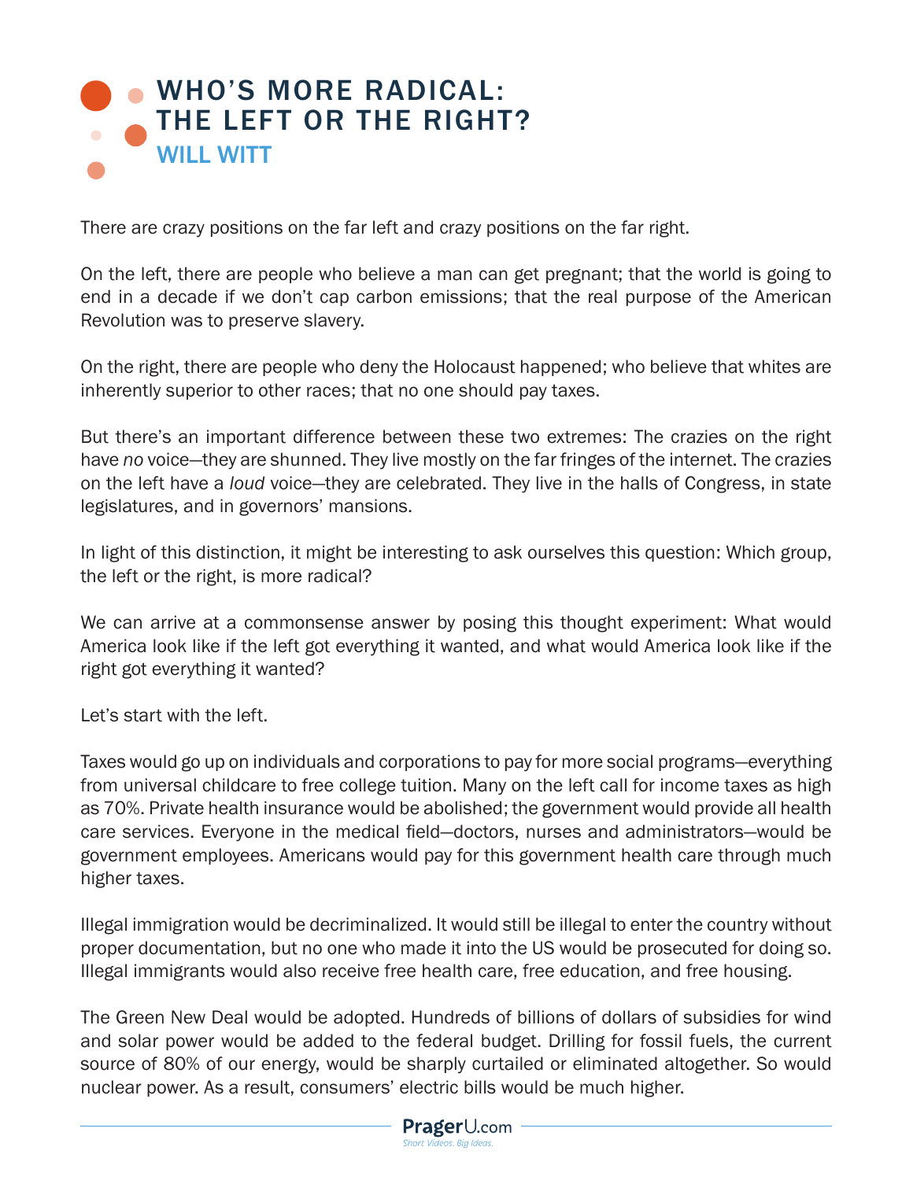# WHO'S MORE RADICAL: THE LEFT OR THE RIGHT?

## WILL WITT

There are crazy positions on the far left and crazy positions on the far right.

On the left, there are people who believe a man can get pregnant; that the world is going to end in a decade if we don't cap carbon emissions; that the real purpose of the American Revolution was to preserve slavery.

On the right, there are people who deny the Holocaust happened; who believe that whites are inherently superior to other races; that no one should pay taxes.

But there's an important difference between these two extremes: The crazies on the right have *no* voice—they are shunned. They live mostly on the far fringes of the internet. The crazies on the left have a *loud* voice—they are celebrated. They live in the halls of Congress, in state legislatures, and in governors' mansions.

In light of this distinction, it might be interesting to ask ourselves this question: Which group, the left or the right, is more radical?

We can arrive at a commonsense answer by posing this thought experiment: What would America look like if the left got everything it wanted, and what would America look like if the right got everything it wanted?

Let's start with the left.

Taxes would go up on individuals and corporations to pay for more social programs—everything from universal childcare to free college tuition. Many on the left call for income taxes as high as 70%. Private health insurance would be abolished; the government would provide all health care services. Everyone in the medical field—doctors, nurses and administrators—would be government employees. Americans would pay for this government health care through much higher taxes.

Illegal immigration would be decriminalized. It would still be illegal to enter the country without proper documentation, but no one who made it into the US would be prosecuted for doing so. Illegal immigrants would also receive free health care, free education, and free housing.

The Green New Deal would be adopted. Hundreds of billions of dollars of subsidies for wind and solar power would be added to the federal budget. Drilling for fossil fuels, the current source of 80% of our energy, would be sharply curtailed or eliminated altogether. So would nuclear power. As a result, consumers' electric bills would be much higher.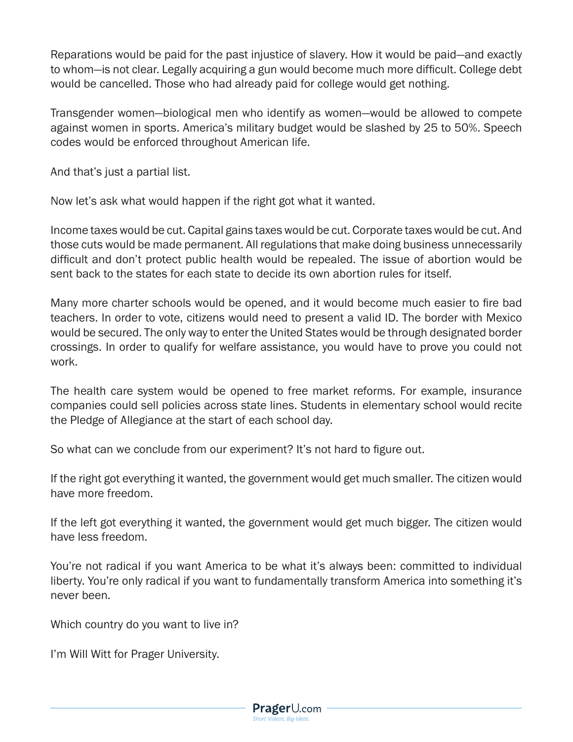Reparations would be paid for the past injustice of slavery. How it would be paid—and exactly to whom—is not clear. Legally acquiring a gun would become much more difficult. College debt would be cancelled. Those who had already paid for college would get nothing.

Transgender women—biological men who identify as women—would be allowed to compete against women in sports. America's military budget would be slashed by 25 to 50%. Speech codes would be enforced throughout American life.

And that's just a partial list.

Now let's ask what would happen if the right got what it wanted.

Income taxes would be cut. Capital gains taxes would be cut. Corporate taxes would be cut. And those cuts would be made permanent. All regulations that make doing business unnecessarily difficult and don't protect public health would be repealed. The issue of abortion would be sent back to the states for each state to decide its own abortion rules for itself.

Many more charter schools would be opened, and it would become much easier to fire bad teachers. In order to vote, citizens would need to present a valid ID. The border with Mexico would be secured. The only way to enter the United States would be through designated border crossings. In order to qualify for welfare assistance, you would have to prove you could not work.

The health care system would be opened to free market reforms. For example, insurance companies could sell policies across state lines. Students in elementary school would recite the Pledge of Allegiance at the start of each school day.

So what can we conclude from our experiment? It's not hard to figure out.

If the right got everything it wanted, the government would get much smaller. The citizen would have more freedom.

If the left got everything it wanted, the government would get much bigger. The citizen would have less freedom.

You're not radical if you want America to be what it's always been: committed to individual liberty. You're only radical if you want to fundamentally transform America into something it's never been.

Which country do you want to live in?

I'm Will Witt for Prager University.